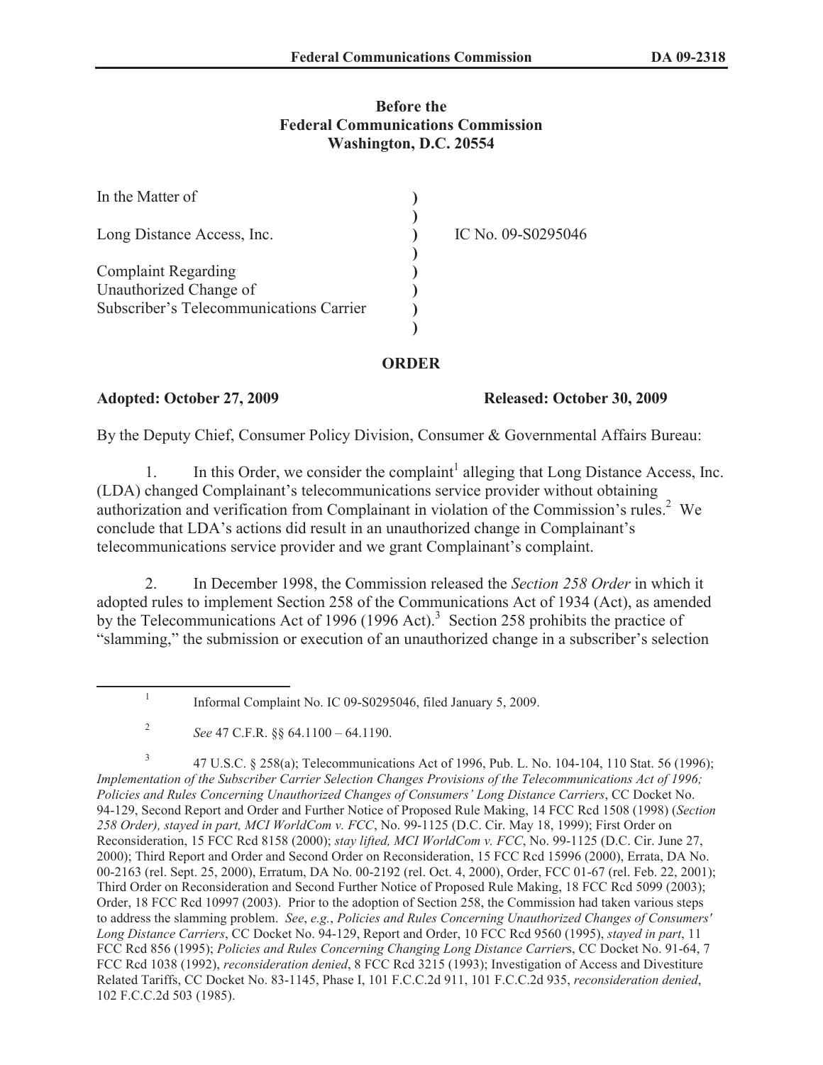# Before the Federal Communications Commission
## Washington, D.C. 20554

| | | |
|---|---|---|
| In the Matter of | ) | |
| | ) | |
| Long Distance Access, Inc. | ) | IC No. 09-S0295046 |
| | ) | |
| Complaint Regarding | ) | |
| Unauthorized Change of | ) | |
| Subscriber's Telecommunications Carrier | ) | |
| | ) | |

## ORDER

**Adopted: October 27, 2009** **Released: October 30, 2009**

By the Deputy Chief, Consumer Policy Division, Consumer & Governmental Affairs Bureau:

1. In this Order, we consider the complaint[1] alleging that Long Distance Access, Inc. (LDA) changed Complainant's telecommunications service provider without obtaining authorization and verification from Complainant in violation of the Commission's rules.[2] We conclude that LDA's actions did result in an unauthorized change in Complainant's telecommunications service provider and we grant Complainant's complaint.

2. In December 1998, the Commission released the *Section 258 Order* in which it adopted rules to implement Section 258 of the Communications Act of 1934 (Act), as amended by the Telecommunications Act of 1996 (1996 Act).[3] Section 258 prohibits the practice of "slamming," the submission or execution of an unauthorized change in a subscriber's selection

---

[1] Informal Complaint No. IC 09-S0295046, filed January 5, 2009.

[2] *See* 47 C.F.R. §§ 64.1100 – 64.1190.

[3] 47 U.S.C. § 258(a); Telecommunications Act of 1996, Pub. L. No. 104-104, 110 Stat. 56 (1996); *Implementation of the Subscriber Carrier Selection Changes Provisions of the Telecommunications Act of 1996; Policies and Rules Concerning Unauthorized Changes of Consumers' Long Distance Carriers*, CC Docket No. 94-129, Second Report and Order and Further Notice of Proposed Rule Making, 14 FCC Rcd 1508 (1998) (*Section 258 Order), stayed in part, MCI WorldCom v. FCC*, No. 99-1125 (D.C. Cir. May 18, 1999); First Order on Reconsideration, 15 FCC Rcd 8158 (2000); *stay lifted, MCI WorldCom v. FCC*, No. 99-1125 (D.C. Cir. June 27, 2000); Third Report and Order and Second Order on Reconsideration, 15 FCC Rcd 15996 (2000), Errata, DA No. 00-2163 (rel. Sept. 25, 2000), Erratum, DA No. 00-2192 (rel. Oct. 4, 2000), Order, FCC 01-67 (rel. Feb. 22, 2001); Third Order on Reconsideration and Second Further Notice of Proposed Rule Making, 18 FCC Rcd 5099 (2003); Order, 18 FCC Rcd 10997 (2003). Prior to the adoption of Section 258, the Commission had taken various steps to address the slamming problem. *See*, *e.g.*, *Policies and Rules Concerning Unauthorized Changes of Consumers' Long Distance Carriers*, CC Docket No. 94-129, Report and Order, 10 FCC Rcd 9560 (1995), *stayed in part*, 11 FCC Rcd 856 (1995); *Policies and Rules Concerning Changing Long Distance Carrier*s, CC Docket No. 91-64, 7 FCC Rcd 1038 (1992), *reconsideration denied*, 8 FCC Rcd 3215 (1993); Investigation of Access and Divestiture Related Tariffs, CC Docket No. 83-1145, Phase I, 101 F.C.C.2d 911, 101 F.C.C.2d 935, *reconsideration denied*, 102 F.C.C.2d 503 (1985).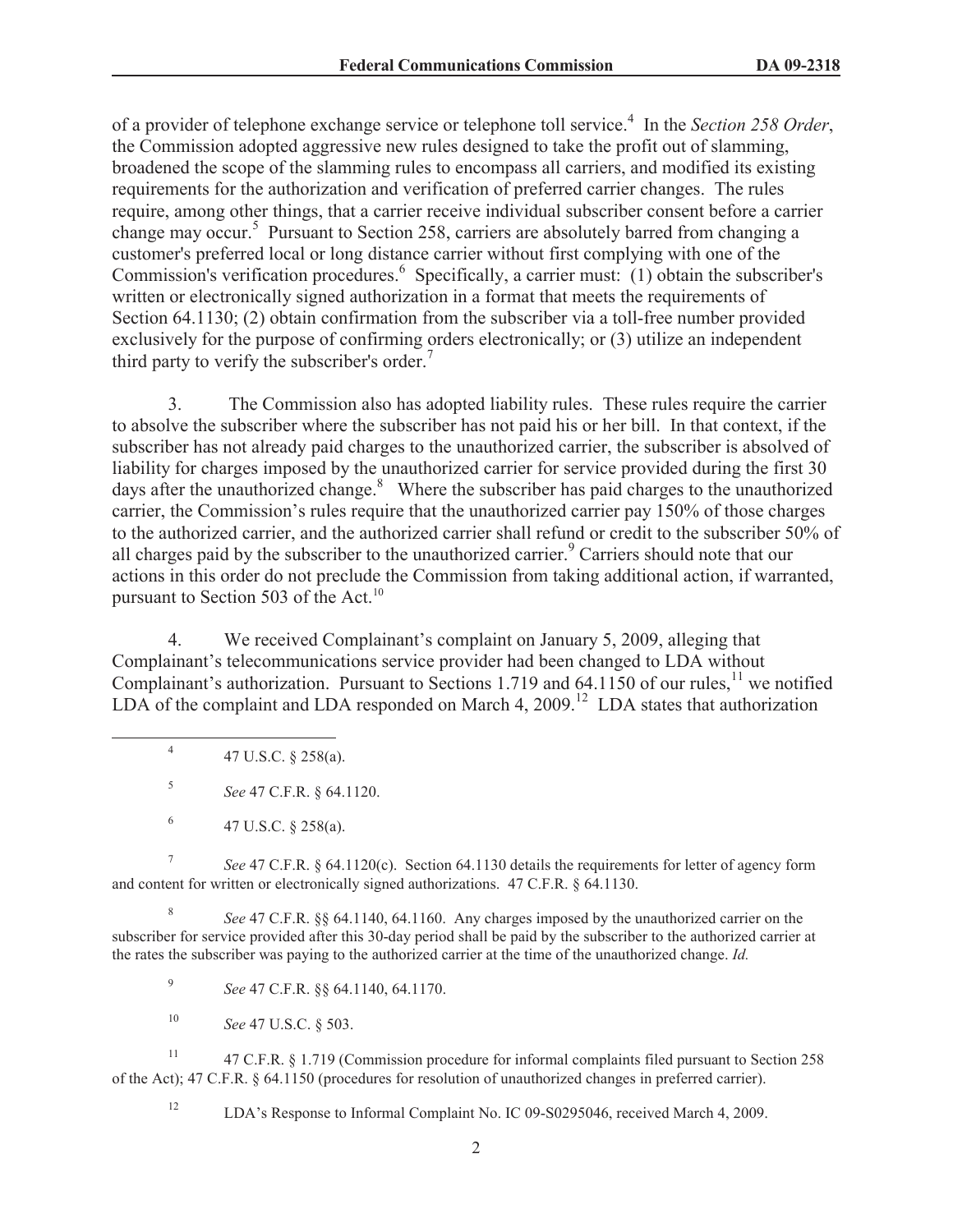of a provider of telephone exchange service or telephone toll service.[4] In the *Section 258 Order*, the Commission adopted aggressive new rules designed to take the profit out of slamming, broadened the scope of the slamming rules to encompass all carriers, and modified its existing requirements for the authorization and verification of preferred carrier changes. The rules require, among other things, that a carrier receive individual subscriber consent before a carrier change may occur.[5] Pursuant to Section 258, carriers are absolutely barred from changing a customer's preferred local or long distance carrier without first complying with one of the Commission's verification procedures.[6] Specifically, a carrier must: (1) obtain the subscriber's written or electronically signed authorization in a format that meets the requirements of Section 64.1130; (2) obtain confirmation from the subscriber via a toll-free number provided exclusively for the purpose of confirming orders electronically; or (3) utilize an independent third party to verify the subscriber's order.[7]

3. The Commission also has adopted liability rules. These rules require the carrier to absolve the subscriber where the subscriber has not paid his or her bill. In that context, if the subscriber has not already paid charges to the unauthorized carrier, the subscriber is absolved of liability for charges imposed by the unauthorized carrier for service provided during the first 30 days after the unauthorized change.[8] Where the subscriber has paid charges to the unauthorized carrier, the Commission's rules require that the unauthorized carrier pay 150% of those charges to the authorized carrier, and the authorized carrier shall refund or credit to the subscriber 50% of all charges paid by the subscriber to the unauthorized carrier.[9] Carriers should note that our actions in this order do not preclude the Commission from taking additional action, if warranted, pursuant to Section 503 of the Act.[10]

4. We received Complainant's complaint on January 5, 2009, alleging that Complainant's telecommunications service provider had been changed to LDA without Complainant's authorization. Pursuant to Sections 1.719 and 64.1150 of our rules,[11] we notified LDA of the complaint and LDA responded on March 4, 2009.[12] LDA states that authorization

---

[4] 47 U.S.C. § 258(a).

[5] *See* 47 C.F.R. § 64.1120.

[6] 47 U.S.C. § 258(a).

[7] *See* 47 C.F.R. § 64.1120(c). Section 64.1130 details the requirements for letter of agency form and content for written or electronically signed authorizations. 47 C.F.R. § 64.1130.

[8] *See* 47 C.F.R. §§ 64.1140, 64.1160. Any charges imposed by the unauthorized carrier on the subscriber for service provided after this 30-day period shall be paid by the subscriber to the authorized carrier at the rates the subscriber was paying to the authorized carrier at the time of the unauthorized change. *Id.*

[9] *See* 47 C.F.R. §§ 64.1140, 64.1170.

[10] *See* 47 U.S.C. § 503.

[11] 47 C.F.R. § 1.719 (Commission procedure for informal complaints filed pursuant to Section 258 of the Act); 47 C.F.R. § 64.1150 (procedures for resolution of unauthorized changes in preferred carrier).

[12] LDA's Response to Informal Complaint No. IC 09-S0295046, received March 4, 2009.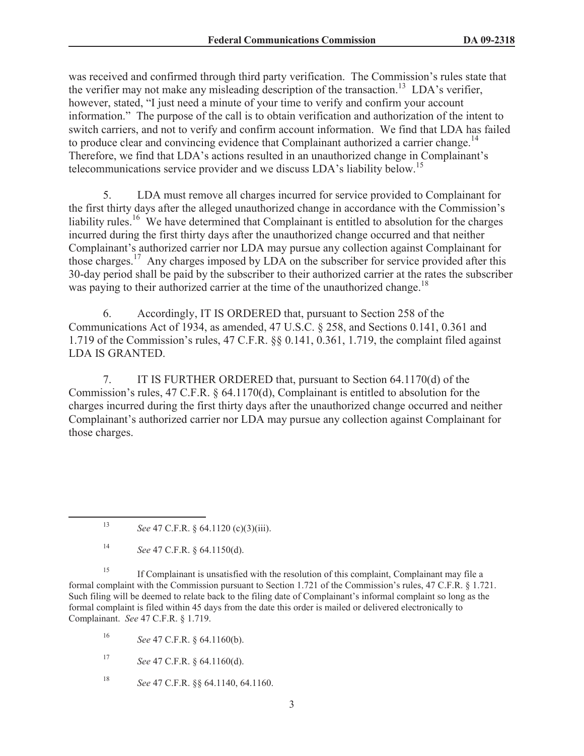was received and confirmed through third party verification. The Commission's rules state that the verifier may not make any misleading description of the transaction.[13] LDA's verifier, however, stated, "I just need a minute of your time to verify and confirm your account information." The purpose of the call is to obtain verification and authorization of the intent to switch carriers, and not to verify and confirm account information. We find that LDA has failed to produce clear and convincing evidence that Complainant authorized a carrier change.[14] Therefore, we find that LDA's actions resulted in an unauthorized change in Complainant's telecommunications service provider and we discuss LDA's liability below.[15]

5. LDA must remove all charges incurred for service provided to Complainant for the first thirty days after the alleged unauthorized change in accordance with the Commission's liability rules.[16] We have determined that Complainant is entitled to absolution for the charges incurred during the first thirty days after the unauthorized change occurred and that neither Complainant's authorized carrier nor LDA may pursue any collection against Complainant for those charges.[17] Any charges imposed by LDA on the subscriber for service provided after this 30-day period shall be paid by the subscriber to their authorized carrier at the rates the subscriber was paying to their authorized carrier at the time of the unauthorized change.[18]

6. Accordingly, IT IS ORDERED that, pursuant to Section 258 of the Communications Act of 1934, as amended, 47 U.S.C. § 258, and Sections 0.141, 0.361 and 1.719 of the Commission's rules, 47 C.F.R. §§ 0.141, 0.361, 1.719, the complaint filed against LDA IS GRANTED.

7. IT IS FURTHER ORDERED that, pursuant to Section 64.1170(d) of the Commission's rules, 47 C.F.R. § 64.1170(d), Complainant is entitled to absolution for the charges incurred during the first thirty days after the unauthorized change occurred and neither Complainant's authorized carrier nor LDA may pursue any collection against Complainant for those charges.

---

[13] *See* 47 C.F.R. § 64.1120 (c)(3)(iii).

[14] *See* 47 C.F.R. § 64.1150(d).

[15] If Complainant is unsatisfied with the resolution of this complaint, Complainant may file a formal complaint with the Commission pursuant to Section 1.721 of the Commission's rules, 47 C.F.R. § 1.721. Such filing will be deemed to relate back to the filing date of Complainant's informal complaint so long as the formal complaint is filed within 45 days from the date this order is mailed or delivered electronically to Complainant. *See* 47 C.F.R. § 1.719.

[16] *See* 47 C.F.R. § 64.1160(b).

[17] *See* 47 C.F.R. § 64.1160(d).

[18] *See* 47 C.F.R. §§ 64.1140, 64.1160.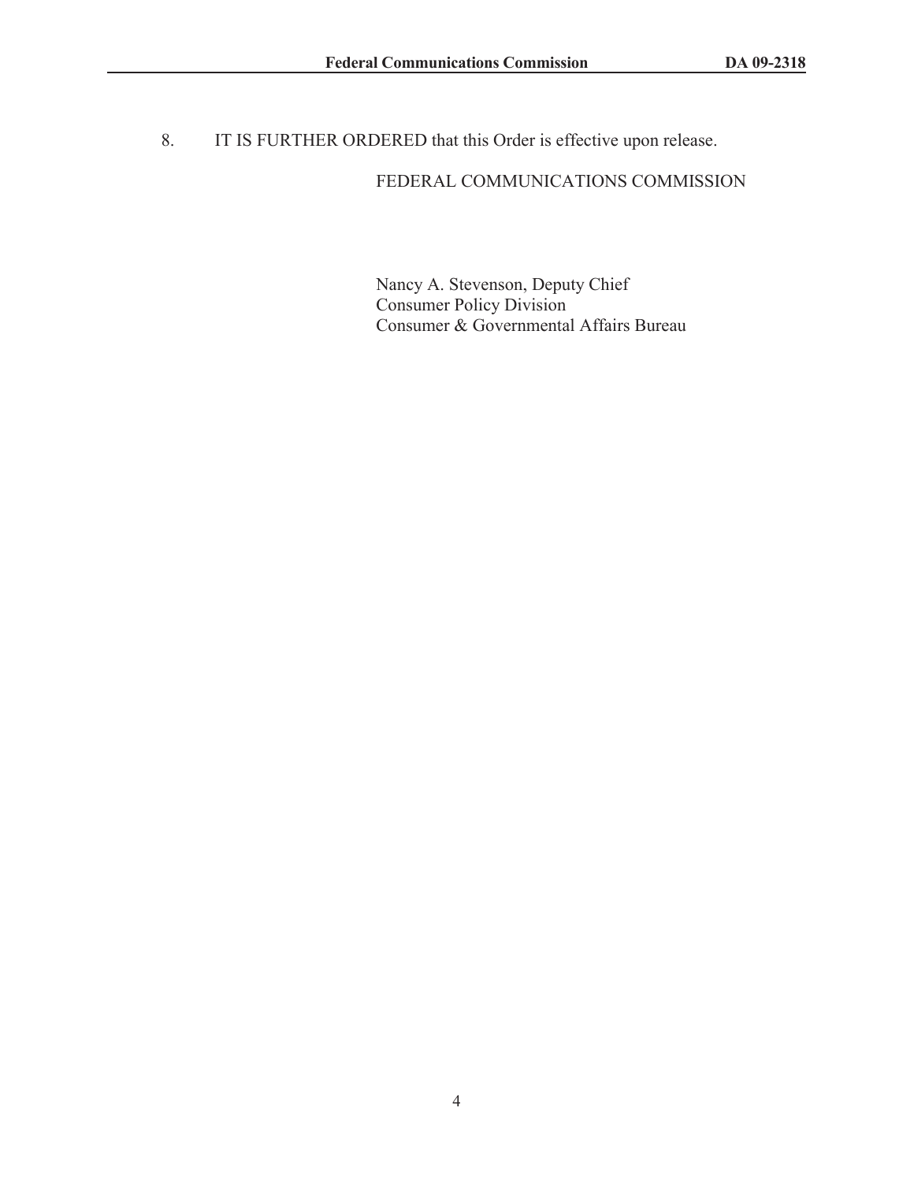8. IT IS FURTHER ORDERED that this Order is effective upon release.

FEDERAL COMMUNICATIONS COMMISSION

Nancy A. Stevenson, Deputy Chief
Consumer Policy Division
Consumer & Governmental Affairs Bureau